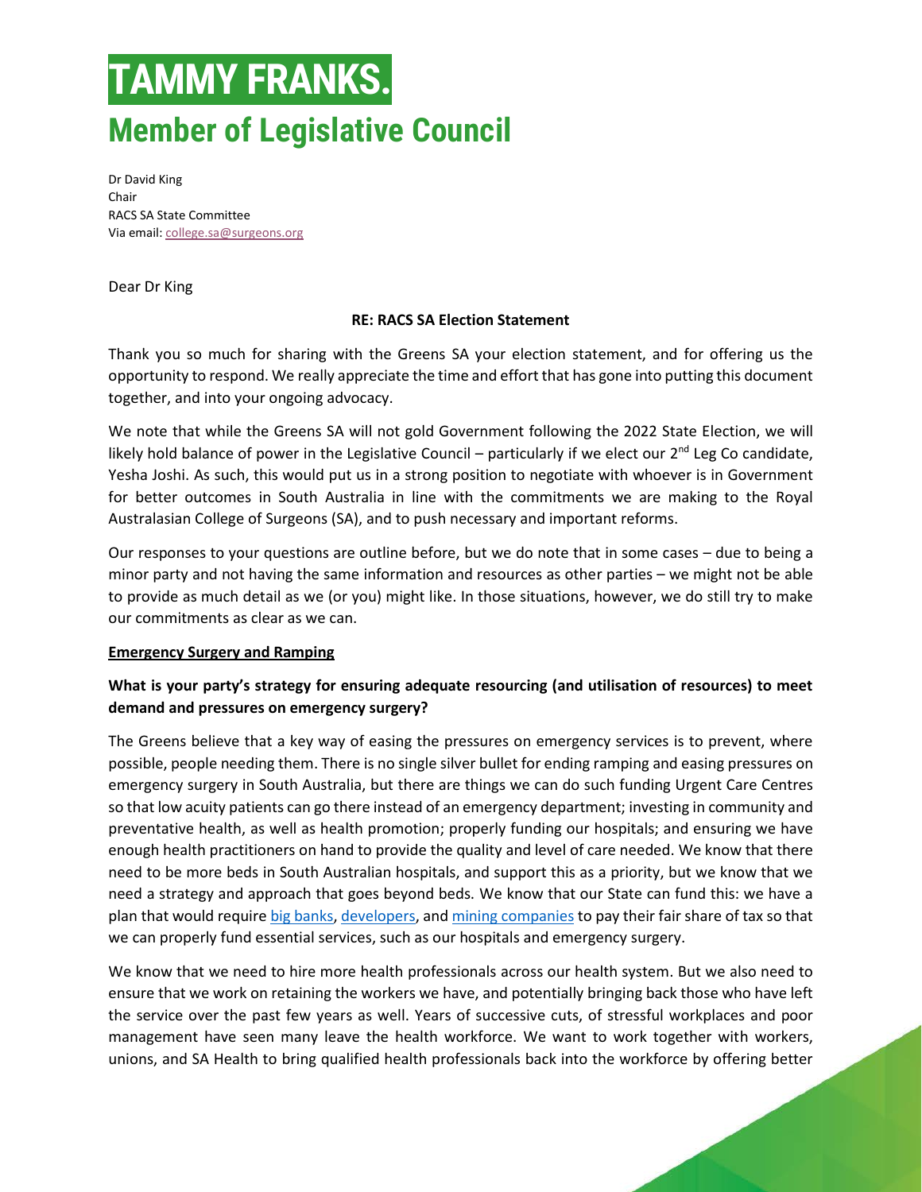# TAMMY FRANKS.

## Member of Legislative Council

Dr David King
Chair
RACS SA State Committee
Via email: college.sa@surgeons.org

Dear Dr King

**RE: RACS SA Election Statement**

Thank you so much for sharing with the Greens SA your election statement, and for offering us the opportunity to respond. We really appreciate the time and effort that has gone into putting this document together, and into your ongoing advocacy.

We note that while the Greens SA will not gold Government following the 2022 State Election, we will likely hold balance of power in the Legislative Council – particularly if we elect our 2[nd] Leg Co candidate, Yesha Joshi. As such, this would put us in a strong position to negotiate with whoever is in Government for better outcomes in South Australia in line with the commitments we are making to the Royal Australasian College of Surgeons (SA), and to push necessary and important reforms.

Our responses to your questions are outline before, but we do note that in some cases – due to being a minor party and not having the same information and resources as other parties – we might not be able to provide as much detail as we (or you) might like. In those situations, however, we do still try to make our commitments as clear as we can.

**Emergency Surgery and Ramping**

**What is your party's strategy for ensuring adequate resourcing (and utilisation of resources) to meet demand and pressures on emergency surgery?**

The Greens believe that a key way of easing the pressures on emergency services is to prevent, where possible, people needing them. There is no single silver bullet for ending ramping and easing pressures on emergency surgery in South Australia, but there are things we can do such funding Urgent Care Centres so that low acuity patients can go there instead of an emergency department; investing in community and preventative health, as well as health promotion; properly funding our hospitals; and ensuring we have enough health practitioners on hand to provide the quality and level of care needed. We know that there need to be more beds in South Australian hospitals, and support this as a priority, but we know that we need a strategy and approach that goes beyond beds. We know that our State can fund this: we have a plan that would require big banks, developers, and mining companies to pay their fair share of tax so that we can properly fund essential services, such as our hospitals and emergency surgery.

We know that we need to hire more health professionals across our health system. But we also need to ensure that we work on retaining the workers we have, and potentially bringing back those who have left the service over the past few years as well. Years of successive cuts, of stressful workplaces and poor management have seen many leave the health workforce. We want to work together with workers, unions, and SA Health to bring qualified health professionals back into the workforce by offering better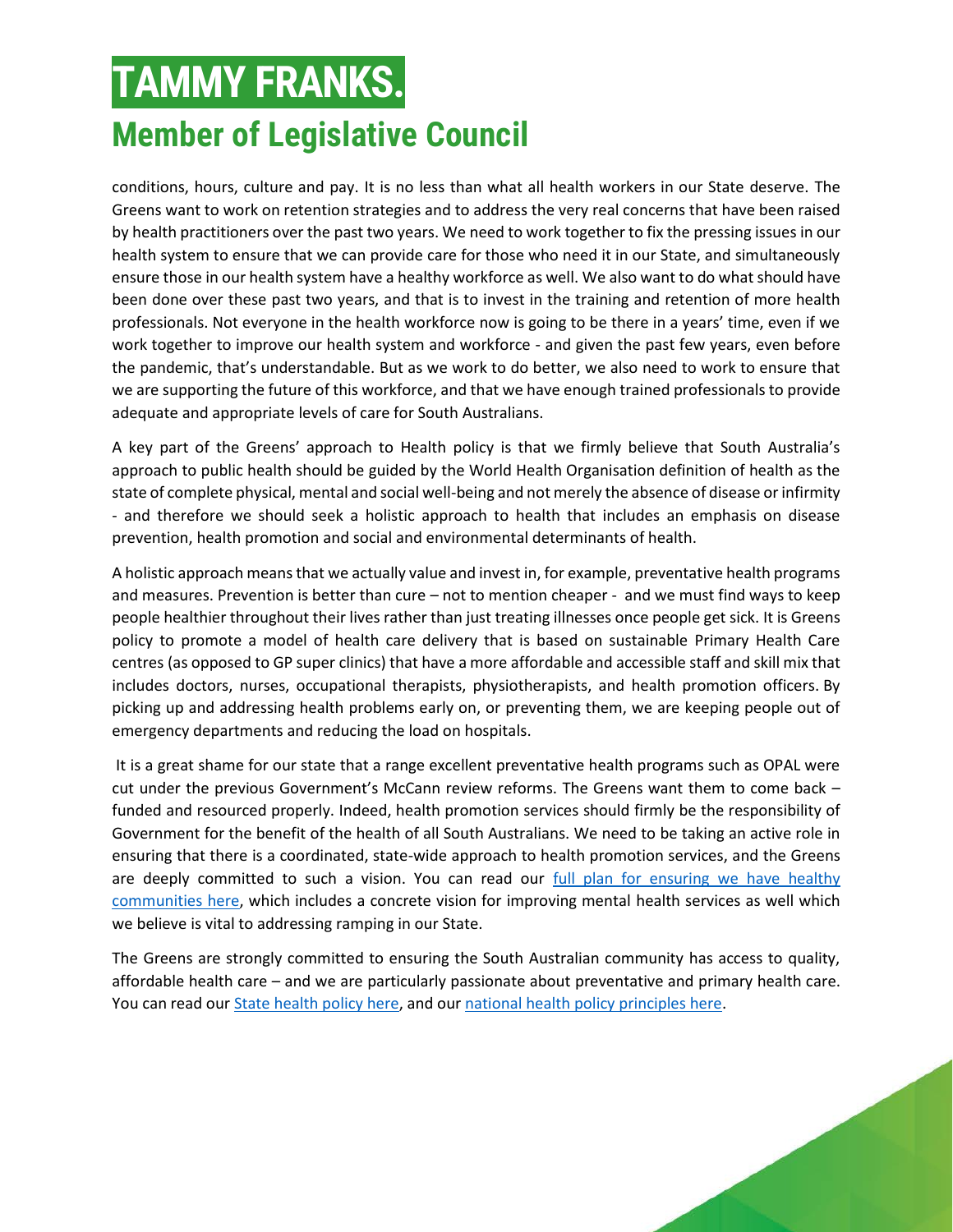conditions, hours, culture and pay. It is no less than what all health workers in our State deserve. The Greens want to work on retention strategies and to address the very real concerns that have been raised by health practitioners over the past two years. We need to work together to fix the pressing issues in our health system to ensure that we can provide care for those who need it in our State, and simultaneously ensure those in our health system have a healthy workforce as well. We also want to do what should have been done over these past two years, and that is to invest in the training and retention of more health professionals. Not everyone in the health workforce now is going to be there in a years' time, even if we work together to improve our health system and workforce - and given the past few years, even before the pandemic, that's understandable. But as we work to do better, we also need to work to ensure that we are supporting the future of this workforce, and that we have enough trained professionals to provide adequate and appropriate levels of care for South Australians.

A key part of the Greens' approach to Health policy is that we firmly believe that South Australia's approach to public health should be guided by the World Health Organisation definition of health as the state of complete physical, mental and social well-being and not merely the absence of disease or infirmity - and therefore we should seek a holistic approach to health that includes an emphasis on disease prevention, health promotion and social and environmental determinants of health.

A holistic approach means that we actually value and invest in, for example, preventative health programs and measures. Prevention is better than cure – not to mention cheaper - and we must find ways to keep people healthier throughout their lives rather than just treating illnesses once people get sick. It is Greens policy to promote a model of health care delivery that is based on sustainable Primary Health Care centres (as opposed to GP super clinics) that have a more affordable and accessible staff and skill mix that includes doctors, nurses, occupational therapists, physiotherapists, and health promotion officers. By picking up and addressing health problems early on, or preventing them, we are keeping people out of emergency departments and reducing the load on hospitals.

It is a great shame for our state that a range excellent preventative health programs such as OPAL were cut under the previous Government's McCann review reforms. The Greens want them to come back – funded and resourced properly. Indeed, health promotion services should firmly be the responsibility of Government for the benefit of the health of all South Australians. We need to be taking an active role in ensuring that there is a coordinated, state-wide approach to health promotion services, and the Greens are deeply committed to such a vision. You can read our full plan for ensuring we have healthy communities here, which includes a concrete vision for improving mental health services as well which we believe is vital to addressing ramping in our State.

The Greens are strongly committed to ensuring the South Australian community has access to quality, affordable health care – and we are particularly passionate about preventative and primary health care. You can read our State health policy here, and our national health policy principles here.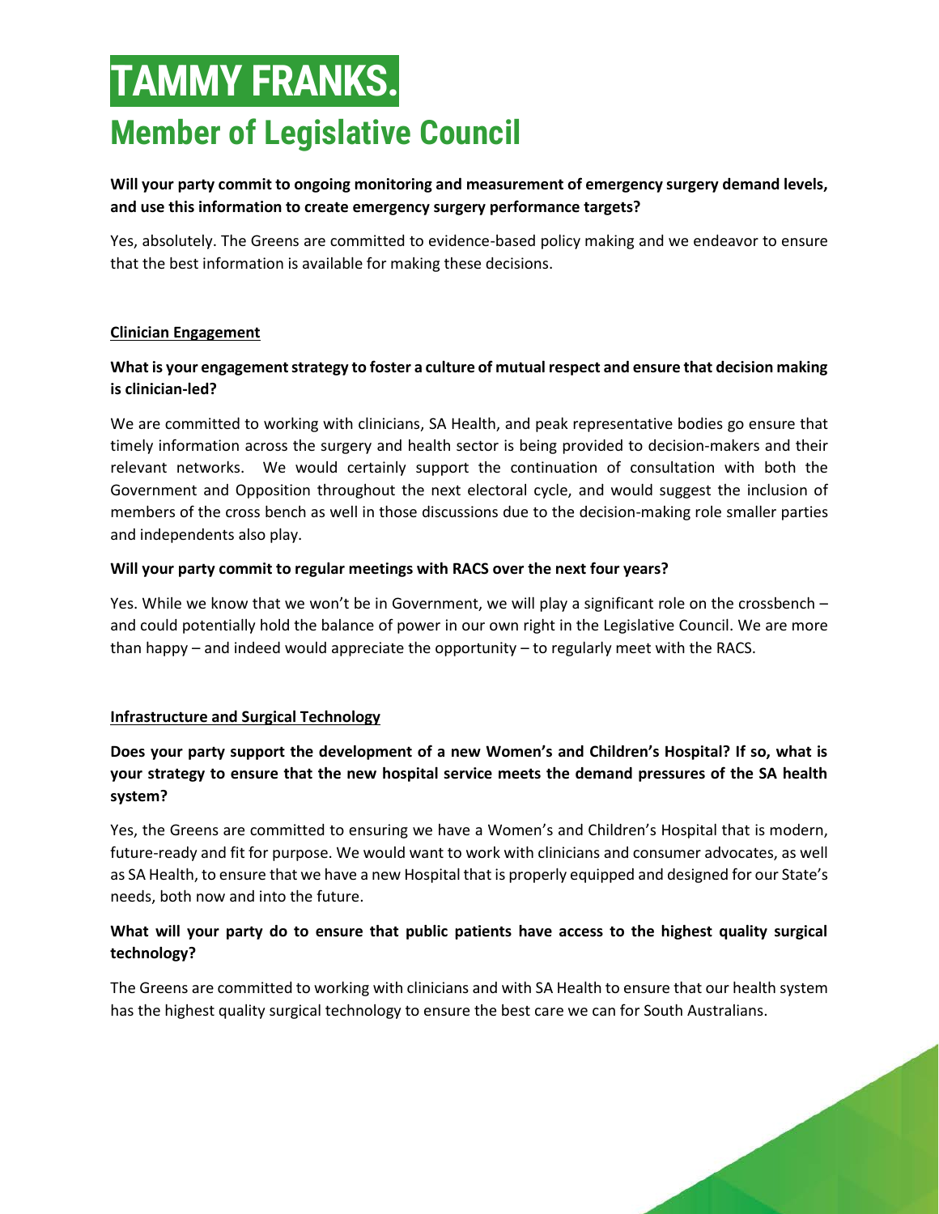# TAMMY FRANKS.

## Member of Legislative Council

**Will your party commit to ongoing monitoring and measurement of emergency surgery demand levels, and use this information to create emergency surgery performance targets?**

Yes, absolutely. The Greens are committed to evidence-based policy making and we endeavor to ensure that the best information is available for making these decisions.

**Clinician Engagement**

**What is your engagement strategy to foster a culture of mutual respect and ensure that decision making is clinician-led?**

We are committed to working with clinicians, SA Health, and peak representative bodies go ensure that timely information across the surgery and health sector is being provided to decision-makers and their relevant networks. We would certainly support the continuation of consultation with both the Government and Opposition throughout the next electoral cycle, and would suggest the inclusion of members of the cross bench as well in those discussions due to the decision-making role smaller parties and independents also play.

**Will your party commit to regular meetings with RACS over the next four years?**

Yes. While we know that we won't be in Government, we will play a significant role on the crossbench – and could potentially hold the balance of power in our own right in the Legislative Council. We are more than happy – and indeed would appreciate the opportunity – to regularly meet with the RACS.

**Infrastructure and Surgical Technology**

**Does your party support the development of a new Women's and Children's Hospital? If so, what is your strategy to ensure that the new hospital service meets the demand pressures of the SA health system?**

Yes, the Greens are committed to ensuring we have a Women's and Children's Hospital that is modern, future-ready and fit for purpose. We would want to work with clinicians and consumer advocates, as well as SA Health, to ensure that we have a new Hospital that is properly equipped and designed for our State's needs, both now and into the future.

**What will your party do to ensure that public patients have access to the highest quality surgical technology?**

The Greens are committed to working with clinicians and with SA Health to ensure that our health system has the highest quality surgical technology to ensure the best care we can for South Australians.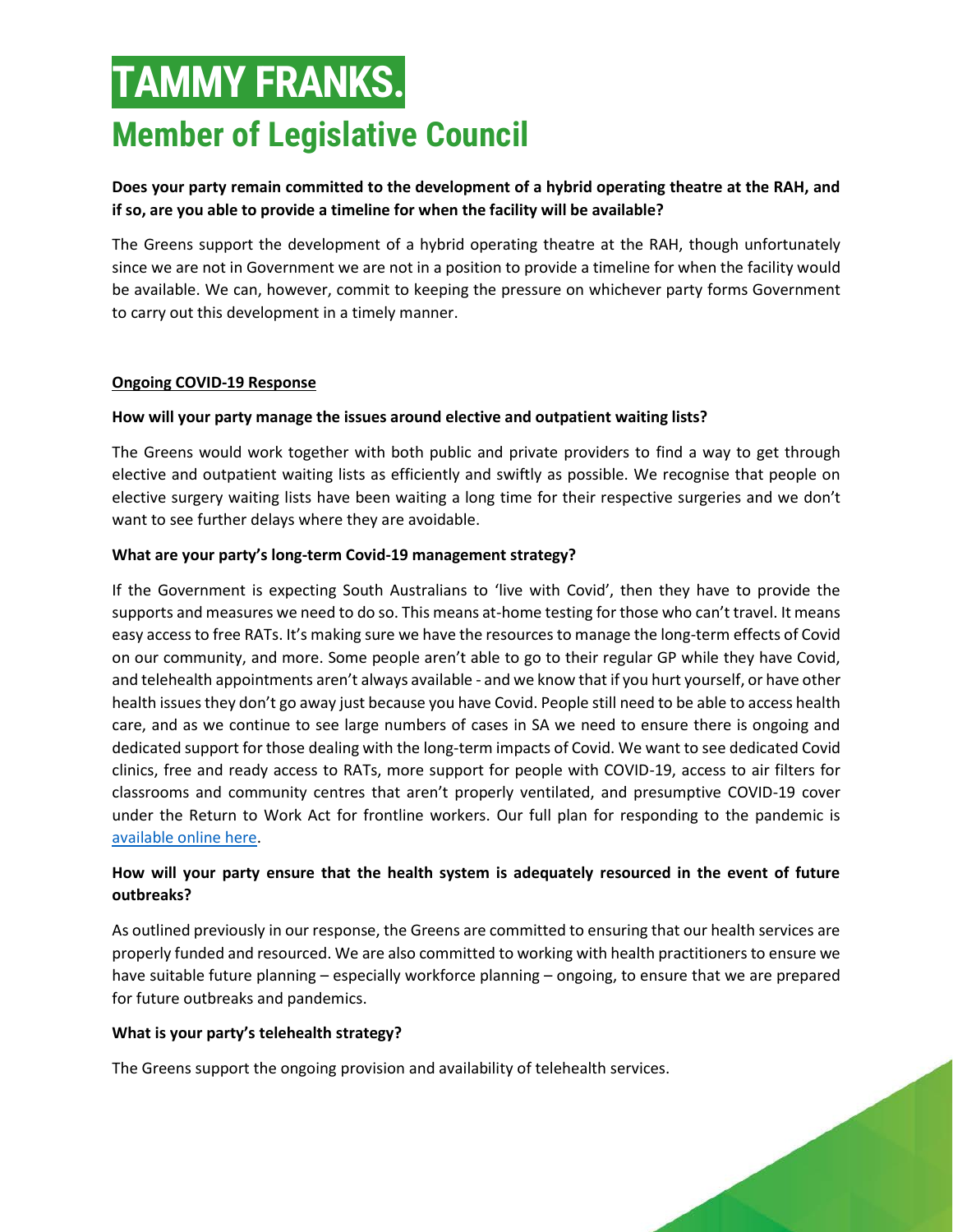# TAMMY FRANKS.

## Member of Legislative Council

**Does your party remain committed to the development of a hybrid operating theatre at the RAH, and if so, are you able to provide a timeline for when the facility will be available?**

The Greens support the development of a hybrid operating theatre at the RAH, though unfortunately since we are not in Government we are not in a position to provide a timeline for when the facility would be available. We can, however, commit to keeping the pressure on whichever party forms Government to carry out this development in a timely manner.

**Ongoing COVID-19 Response**

**How will your party manage the issues around elective and outpatient waiting lists?**

The Greens would work together with both public and private providers to find a way to get through elective and outpatient waiting lists as efficiently and swiftly as possible. We recognise that people on elective surgery waiting lists have been waiting a long time for their respective surgeries and we don't want to see further delays where they are avoidable.

**What are your party's long-term Covid-19 management strategy?**

If the Government is expecting South Australians to 'live with Covid', then they have to provide the supports and measures we need to do so. This means at-home testing for those who can't travel. It means easy access to free RATs. It's making sure we have the resources to manage the long-term effects of Covid on our community, and more. Some people aren't able to go to their regular GP while they have Covid, and telehealth appointments aren't always available - and we know that if you hurt yourself, or have other health issues they don't go away just because you have Covid. People still need to be able to access health care, and as we continue to see large numbers of cases in SA we need to ensure there is ongoing and dedicated support for those dealing with the long-term impacts of Covid. We want to see dedicated Covid clinics, free and ready access to RATs, more support for people with COVID-19, access to air filters for classrooms and community centres that aren't properly ventilated, and presumptive COVID-19 cover under the Return to Work Act for frontline workers. Our full plan for responding to the pandemic is available online here.

**How will your party ensure that the health system is adequately resourced in the event of future outbreaks?**

As outlined previously in our response, the Greens are committed to ensuring that our health services are properly funded and resourced. We are also committed to working with health practitioners to ensure we have suitable future planning – especially workforce planning – ongoing, to ensure that we are prepared for future outbreaks and pandemics.

**What is your party's telehealth strategy?**

The Greens support the ongoing provision and availability of telehealth services.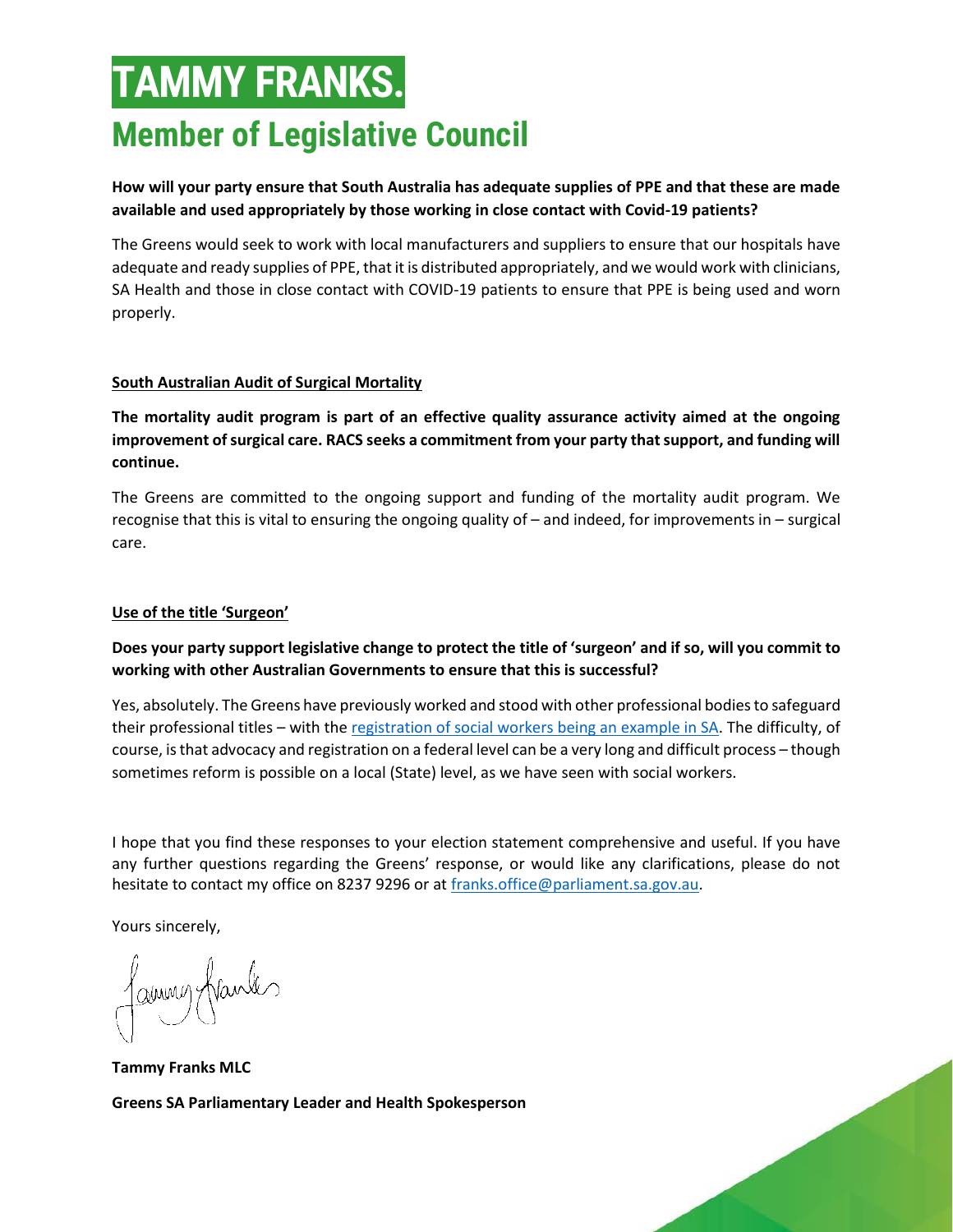# TAMMY FRANKS.

## Member of Legislative Council

**How will your party ensure that South Australia has adequate supplies of PPE and that these are made available and used appropriately by those working in close contact with Covid-19 patients?**

The Greens would seek to work with local manufacturers and suppliers to ensure that our hospitals have adequate and ready supplies of PPE, that it is distributed appropriately, and we would work with clinicians, SA Health and those in close contact with COVID-19 patients to ensure that PPE is being used and worn properly.

**South Australian Audit of Surgical Mortality**

**The mortality audit program is part of an effective quality assurance activity aimed at the ongoing improvement of surgical care. RACS seeks a commitment from your party that support, and funding will continue.**

The Greens are committed to the ongoing support and funding of the mortality audit program. We recognise that this is vital to ensuring the ongoing quality of – and indeed, for improvements in – surgical care.

**Use of the title 'Surgeon'**

**Does your party support legislative change to protect the title of 'surgeon' and if so, will you commit to working with other Australian Governments to ensure that this is successful?**

Yes, absolutely. The Greens have previously worked and stood with other professional bodies to safeguard their professional titles – with the registration of social workers being an example in SA. The difficulty, of course, is that advocacy and registration on a federal level can be a very long and difficult process – though sometimes reform is possible on a local (State) level, as we have seen with social workers.

I hope that you find these responses to your election statement comprehensive and useful. If you have any further questions regarding the Greens' response, or would like any clarifications, please do not hesitate to contact my office on 8237 9296 or at franks.office@parliament.sa.gov.au.

Yours sincerely,

**Tammy Franks MLC**

**Greens SA Parliamentary Leader and Health Spokesperson**